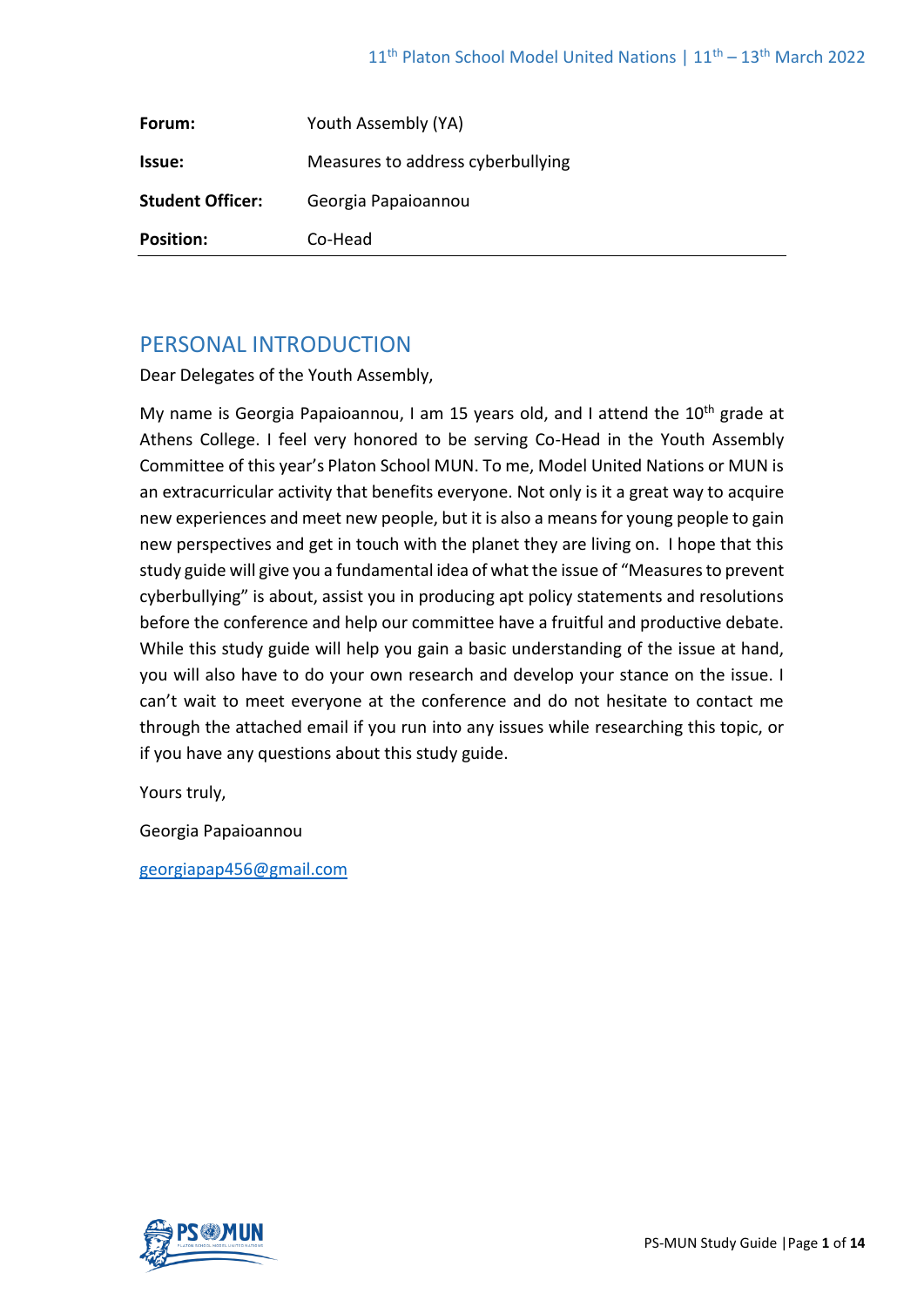| | |
|---|---|
| **Forum:** | Youth Assembly (YA) |
| **Issue:** | Measures to address cyberbullying |
| **Student Officer:** | Georgia Papaioannou |
| **Position:** | Co-Head |

## PERSONAL INTRODUCTION

Dear Delegates of the Youth Assembly,

My name is Georgia Papaioannou, I am 15 years old, and I attend the 10th grade at Athens College. I feel very honored to be serving Co-Head in the Youth Assembly Committee of this year's Platon School MUN. To me, Model United Nations or MUN is an extracurricular activity that benefits everyone. Not only is it a great way to acquire new experiences and meet new people, but it is also a means for young people to gain new perspectives and get in touch with the planet they are living on. I hope that this study guide will give you a fundamental idea of what the issue of "Measures to prevent cyberbullying" is about, assist you in producing apt policy statements and resolutions before the conference and help our committee have a fruitful and productive debate. While this study guide will help you gain a basic understanding of the issue at hand, you will also have to do your own research and develop your stance on the issue. I can't wait to meet everyone at the conference and do not hesitate to contact me through the attached email if you run into any issues while researching this topic, or if you have any questions about this study guide.

Yours truly,

Georgia Papaioannou

georgiapap456@gmail.com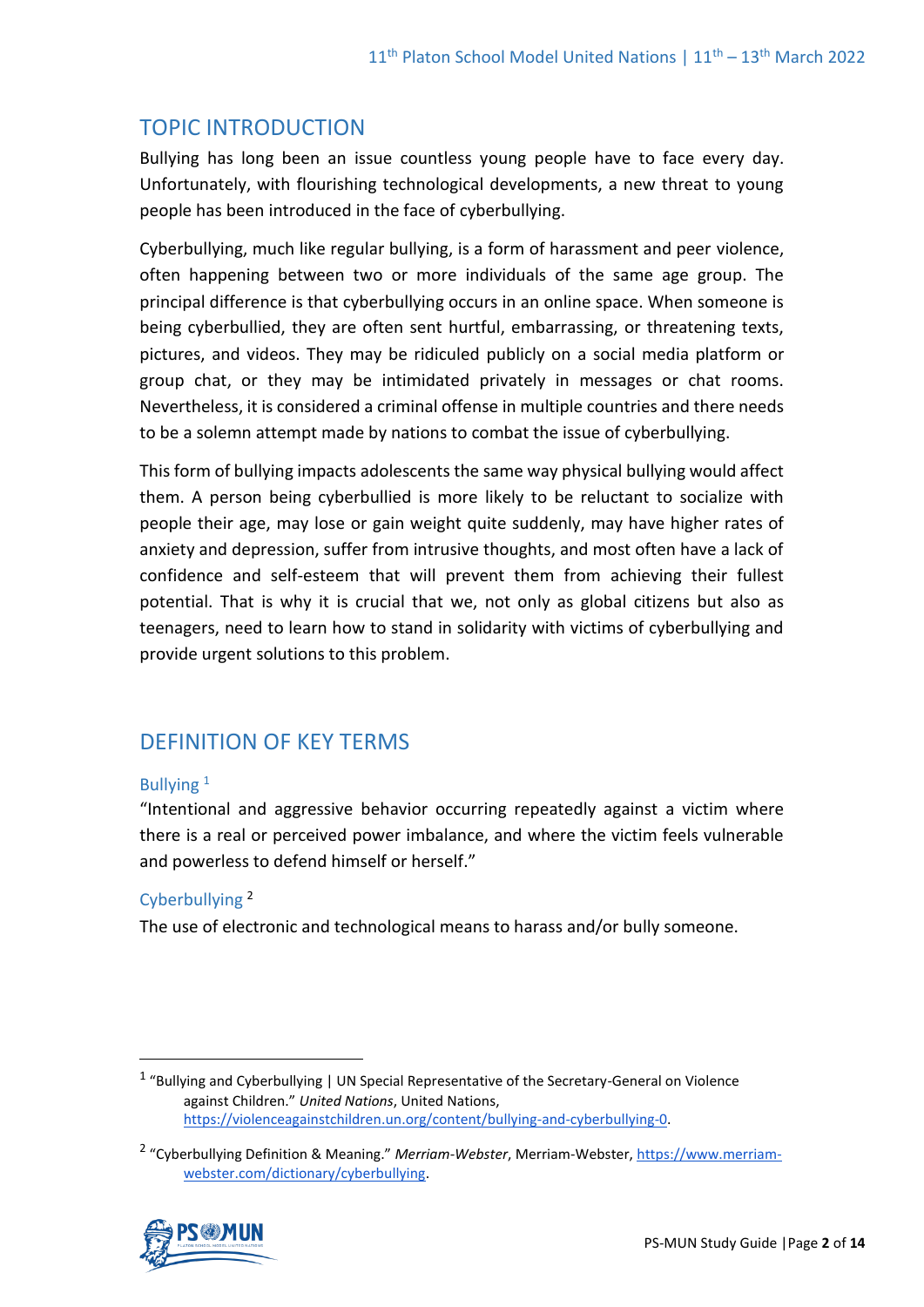## TOPIC INTRODUCTION

Bullying has long been an issue countless young people have to face every day. Unfortunately, with flourishing technological developments, a new threat to young people has been introduced in the face of cyberbullying.

Cyberbullying, much like regular bullying, is a form of harassment and peer violence, often happening between two or more individuals of the same age group. The principal difference is that cyberbullying occurs in an online space. When someone is being cyberbullied, they are often sent hurtful, embarrassing, or threatening texts, pictures, and videos. They may be ridiculed publicly on a social media platform or group chat, or they may be intimidated privately in messages or chat rooms. Nevertheless, it is considered a criminal offense in multiple countries and there needs to be a solemn attempt made by nations to combat the issue of cyberbullying.

This form of bullying impacts adolescents the same way physical bullying would affect them. A person being cyberbullied is more likely to be reluctant to socialize with people their age, may lose or gain weight quite suddenly, may have higher rates of anxiety and depression, suffer from intrusive thoughts, and most often have a lack of confidence and self-esteem that will prevent them from achieving their fullest potential. That is why it is crucial that we, not only as global citizens but also as teenagers, need to learn how to stand in solidarity with victims of cyberbullying and provide urgent solutions to this problem.

## DEFINITION OF KEY TERMS

### Bullying [1]

"Intentional and aggressive behavior occurring repeatedly against a victim where there is a real or perceived power imbalance, and where the victim feels vulnerable and powerless to defend himself or herself."

### Cyberbullying [2]

The use of electronic and technological means to harass and/or bully someone.

---

[1] "Bullying and Cyberbullying | UN Special Representative of the Secretary-General on Violence against Children." *United Nations*, United Nations, https://violenceagainstchildren.un.org/content/bullying-and-cyberbullying-0.

[2] "Cyberbullying Definition & Meaning." *Merriam-Webster*, Merriam-Webster, https://www.merriam-webster.com/dictionary/cyberbullying.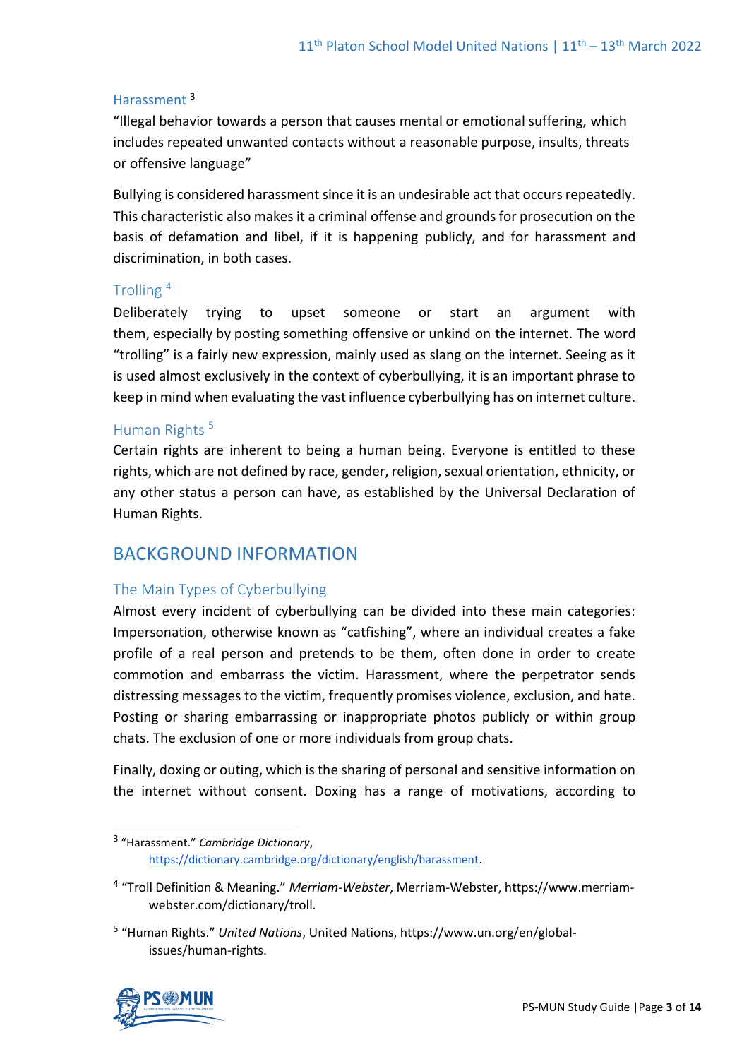### Harassment [3]

"Illegal behavior towards a person that causes mental or emotional suffering, which includes repeated unwanted contacts without a reasonable purpose, insults, threats or offensive language"

Bullying is considered harassment since it is an undesirable act that occurs repeatedly. This characteristic also makes it a criminal offense and grounds for prosecution on the basis of defamation and libel, if it is happening publicly, and for harassment and discrimination, in both cases.

### Trolling [4]

Deliberately trying to upset someone or start an argument with them, especially by posting something offensive or unkind on the internet. The word "trolling" is a fairly new expression, mainly used as slang on the internet. Seeing as it is used almost exclusively in the context of cyberbullying, it is an important phrase to keep in mind when evaluating the vast influence cyberbullying has on internet culture.

### Human Rights [5]

Certain rights are inherent to being a human being. Everyone is entitled to these rights, which are not defined by race, gender, religion, sexual orientation, ethnicity, or any other status a person can have, as established by the Universal Declaration of Human Rights.

## BACKGROUND INFORMATION

### The Main Types of Cyberbullying

Almost every incident of cyberbullying can be divided into these main categories: Impersonation, otherwise known as "catfishing", where an individual creates a fake profile of a real person and pretends to be them, often done in order to create commotion and embarrass the victim. Harassment, where the perpetrator sends distressing messages to the victim, frequently promises violence, exclusion, and hate. Posting or sharing embarrassing or inappropriate photos publicly or within group chats. The exclusion of one or more individuals from group chats.

Finally, doxing or outing, which is the sharing of personal and sensitive information on the internet without consent. Doxing has a range of motivations, according to

---

[3] "Harassment." *Cambridge Dictionary*, https://dictionary.cambridge.org/dictionary/english/harassment.

[4] "Troll Definition & Meaning." *Merriam-Webster*, Merriam-Webster, https://www.merriam-webster.com/dictionary/troll.

[5] "Human Rights." *United Nations*, United Nations, https://www.un.org/en/global-issues/human-rights.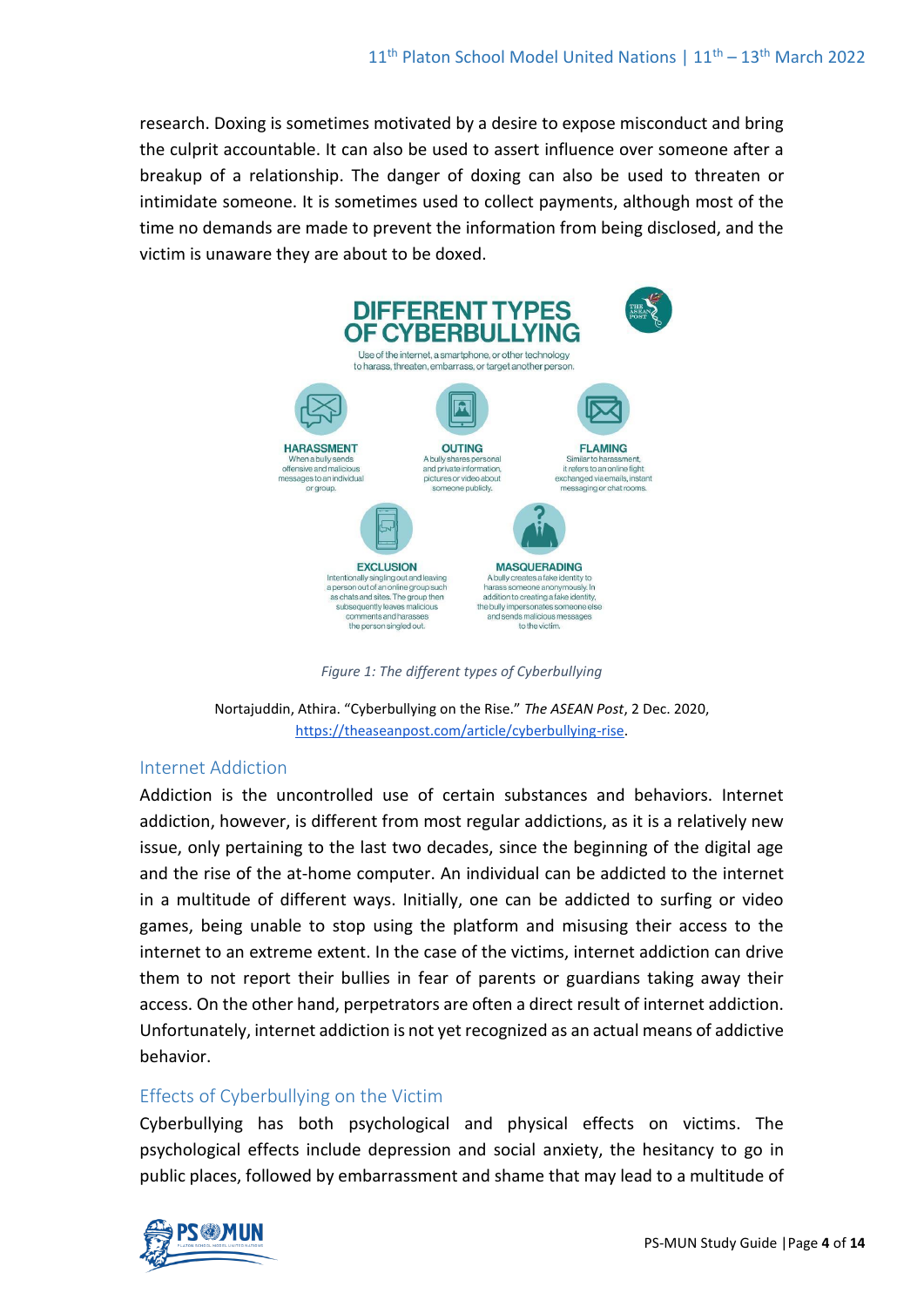research. Doxing is sometimes motivated by a desire to expose misconduct and bring the culprit accountable. It can also be used to assert influence over someone after a breakup of a relationship. The danger of doxing can also be used to threaten or intimidate someone. It is sometimes used to collect payments, although most of the time no demands are made to prevent the information from being disclosed, and the victim is unaware they are about to be doxed.

**DIFFERENT TYPES OF CYBERBULLYING**

Use of the internet, a smartphone, or other technology to harass, threaten, embarrass, or target another person.

**HARASSMENT**
When a bully sends offensive and malicious messages to an individual or group.

**OUTING**
A bully shares personal and private information, pictures or video about someone publicly.

**FLAMING**
Similar to harassment, it refers to an online fight exchanged via emails, instant messaging or chat rooms.

**EXCLUSION**
Intentionally singling out and leaving a person out of an online group such as chats and sites. The group then subsequently leaves malicious comments and harasses the person singled out.

**MASQUERADING**
A bully creates a fake identity to harass someone anonymously. In addition to creating a fake identity, the bully impersonates someone else and sends malicious messages to the victim.

*Figure 1: The different types of Cyberbullying*

Nortajuddin, Athira. "Cyberbullying on the Rise." *The ASEAN Post*, 2 Dec. 2020, https://theaseanpost.com/article/cyberbullying-rise.

## Internet Addiction

Addiction is the uncontrolled use of certain substances and behaviors. Internet addiction, however, is different from most regular addictions, as it is a relatively new issue, only pertaining to the last two decades, since the beginning of the digital age and the rise of the at-home computer. An individual can be addicted to the internet in a multitude of different ways. Initially, one can be addicted to surfing or video games, being unable to stop using the platform and misusing their access to the internet to an extreme extent. In the case of the victims, internet addiction can drive them to not report their bullies in fear of parents or guardians taking away their access. On the other hand, perpetrators are often a direct result of internet addiction. Unfortunately, internet addiction is not yet recognized as an actual means of addictive behavior.

## Effects of Cyberbullying on the Victim

Cyberbullying has both psychological and physical effects on victims. The psychological effects include depression and social anxiety, the hesitancy to go in public places, followed by embarrassment and shame that may lead to a multitude of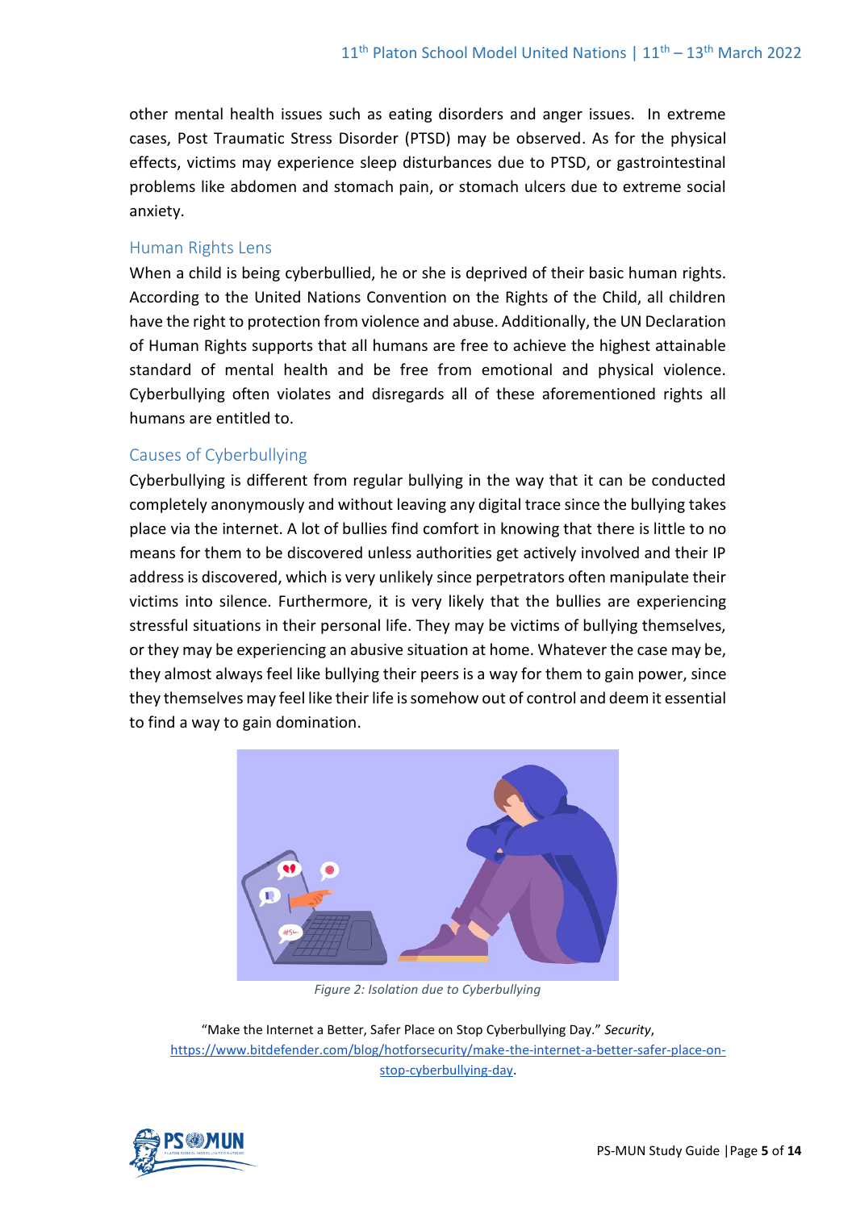other mental health issues such as eating disorders and anger issues. In extreme cases, Post Traumatic Stress Disorder (PTSD) may be observed. As for the physical effects, victims may experience sleep disturbances due to PTSD, or gastrointestinal problems like abdomen and stomach pain, or stomach ulcers due to extreme social anxiety.

### Human Rights Lens

When a child is being cyberbullied, he or she is deprived of their basic human rights. According to the United Nations Convention on the Rights of the Child, all children have the right to protection from violence and abuse. Additionally, the UN Declaration of Human Rights supports that all humans are free to achieve the highest attainable standard of mental health and be free from emotional and physical violence. Cyberbullying often violates and disregards all of these aforementioned rights all humans are entitled to.

### Causes of Cyberbullying

Cyberbullying is different from regular bullying in the way that it can be conducted completely anonymously and without leaving any digital trace since the bullying takes place via the internet. A lot of bullies find comfort in knowing that there is little to no means for them to be discovered unless authorities get actively involved and their IP address is discovered, which is very unlikely since perpetrators often manipulate their victims into silence. Furthermore, it is very likely that the bullies are experiencing stressful situations in their personal life. They may be victims of bullying themselves, or they may be experiencing an abusive situation at home. Whatever the case may be, they almost always feel like bullying their peers is a way for them to gain power, since they themselves may feel like their life is somehow out of control and deem it essential to find a way to gain domination.

*Figure 2: Isolation due to Cyberbullying*

"Make the Internet a Better, Safer Place on Stop Cyberbullying Day." *Security*, https://www.bitdefender.com/blog/hotforsecurity/make-the-internet-a-better-safer-place-on-stop-cyberbullying-day.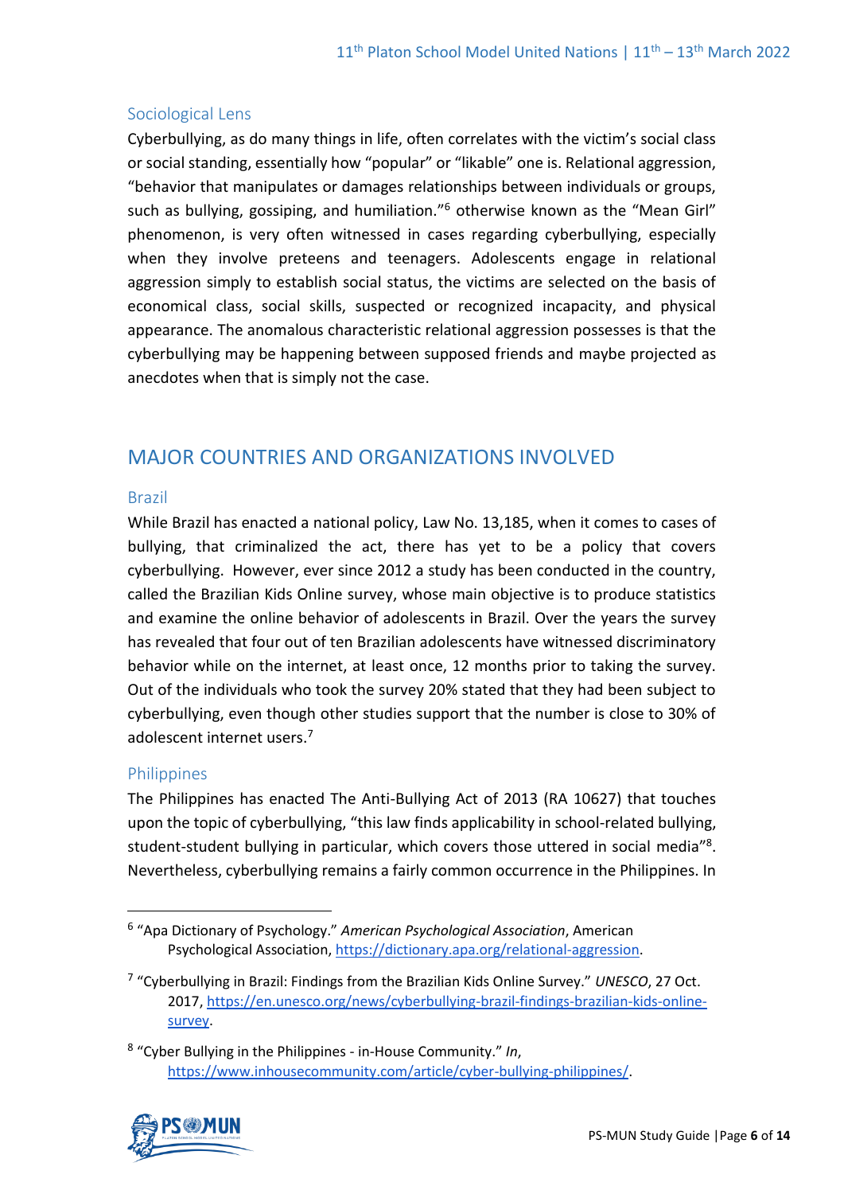### Sociological Lens

Cyberbullying, as do many things in life, often correlates with the victim's social class or social standing, essentially how "popular" or "likable" one is. Relational aggression, "behavior that manipulates or damages relationships between individuals or groups, such as bullying, gossiping, and humiliation."[6] otherwise known as the "Mean Girl" phenomenon, is very often witnessed in cases regarding cyberbullying, especially when they involve preteens and teenagers. Adolescents engage in relational aggression simply to establish social status, the victims are selected on the basis of economical class, social skills, suspected or recognized incapacity, and physical appearance. The anomalous characteristic relational aggression possesses is that the cyberbullying may be happening between supposed friends and maybe projected as anecdotes when that is simply not the case.

## MAJOR COUNTRIES AND ORGANIZATIONS INVOLVED

### Brazil

While Brazil has enacted a national policy, Law No. 13,185, when it comes to cases of bullying, that criminalized the act, there has yet to be a policy that covers cyberbullying. However, ever since 2012 a study has been conducted in the country, called the Brazilian Kids Online survey, whose main objective is to produce statistics and examine the online behavior of adolescents in Brazil. Over the years the survey has revealed that four out of ten Brazilian adolescents have witnessed discriminatory behavior while on the internet, at least once, 12 months prior to taking the survey. Out of the individuals who took the survey 20% stated that they had been subject to cyberbullying, even though other studies support that the number is close to 30% of adolescent internet users.[7]

### Philippines

The Philippines has enacted The Anti-Bullying Act of 2013 (RA 10627) that touches upon the topic of cyberbullying, "this law finds applicability in school-related bullying, student-student bullying in particular, which covers those uttered in social media"[8]. Nevertheless, cyberbullying remains a fairly common occurrence in the Philippines. In

---

[6] "Apa Dictionary of Psychology." *American Psychological Association*, American Psychological Association, https://dictionary.apa.org/relational-aggression.

[7] "Cyberbullying in Brazil: Findings from the Brazilian Kids Online Survey." *UNESCO*, 27 Oct. 2017, https://en.unesco.org/news/cyberbullying-brazil-findings-brazilian-kids-online-survey.

[8] "Cyber Bullying in the Philippines - in-House Community." *In*, https://www.inhousecommunity.com/article/cyber-bullying-philippines/.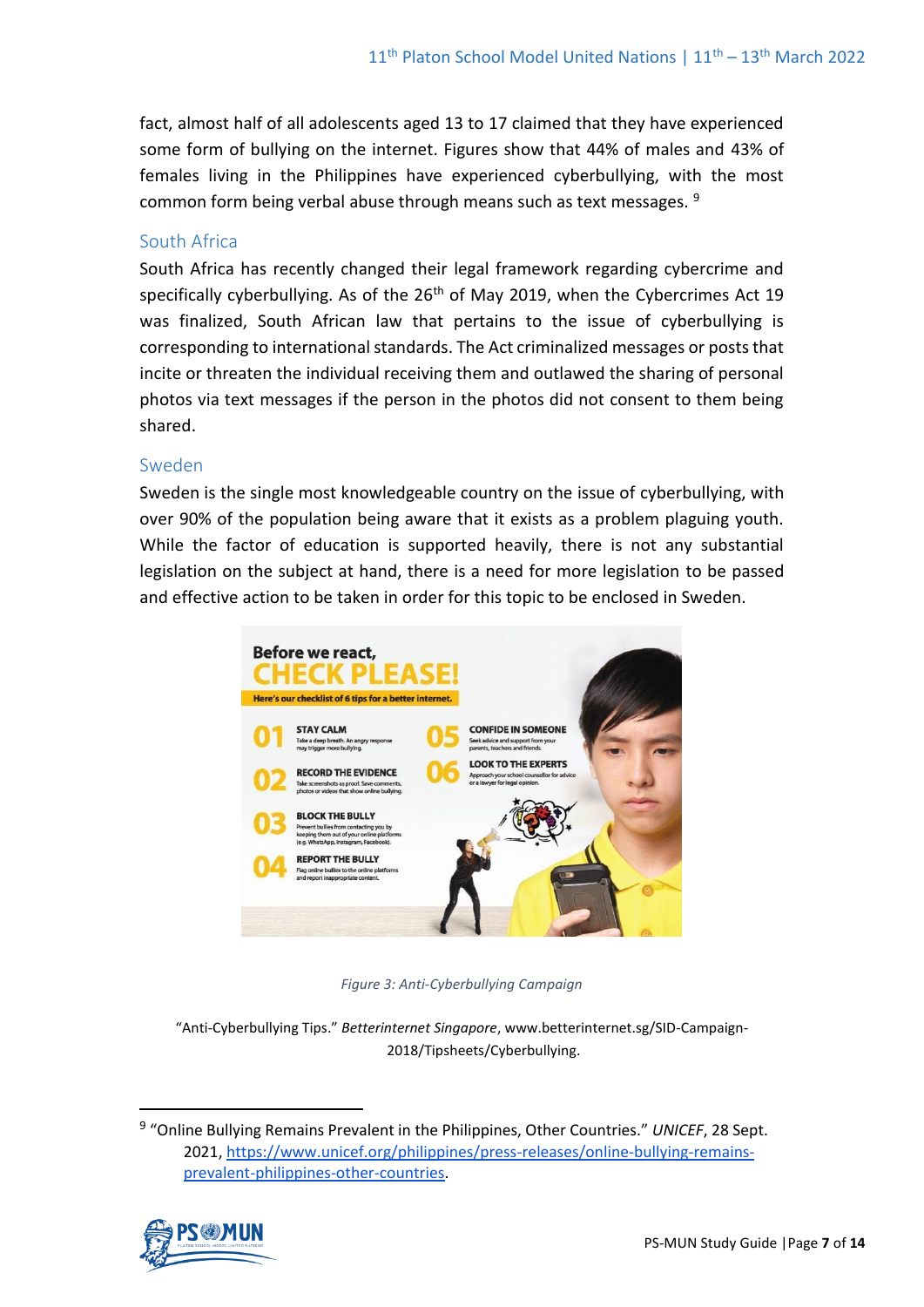fact, almost half of all adolescents aged 13 to 17 claimed that they have experienced some form of bullying on the internet. Figures show that 44% of males and 43% of females living in the Philippines have experienced cyberbullying, with the most common form being verbal abuse through means such as text messages. [9]

### South Africa

South Africa has recently changed their legal framework regarding cybercrime and specifically cyberbullying. As of the 26th of May 2019, when the Cybercrimes Act 19 was finalized, South African law that pertains to the issue of cyberbullying is corresponding to international standards. The Act criminalized messages or posts that incite or threaten the individual receiving them and outlawed the sharing of personal photos via text messages if the person in the photos did not consent to them being shared.

### Sweden

Sweden is the single most knowledgeable country on the issue of cyberbullying, with over 90% of the population being aware that it exists as a problem plaguing youth. While the factor of education is supported heavily, there is not any substantial legislation on the subject at hand, there is a need for more legislation to be passed and effective action to be taken in order for this topic to be enclosed in Sweden.

*Figure 3: Anti-Cyberbullying Campaign*

"Anti-Cyberbullying Tips." *Betterinternet Singapore*, www.betterinternet.sg/SID-Campaign-2018/Tipsheets/Cyberbullying.

---

[9] "Online Bullying Remains Prevalent in the Philippines, Other Countries." *UNICEF*, 28 Sept. 2021, https://www.unicef.org/philippines/press-releases/online-bullying-remains-prevalent-philippines-other-countries.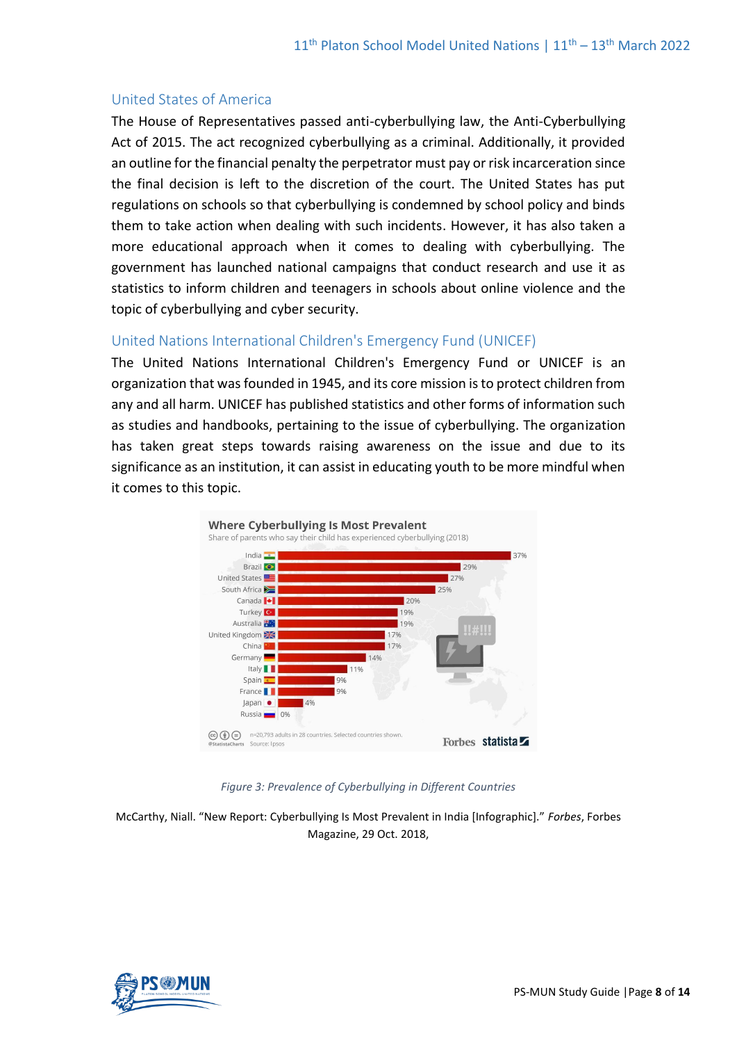## United States of America

The House of Representatives passed anti-cyberbullying law, the Anti-Cyberbullying Act of 2015. The act recognized cyberbullying as a criminal. Additionally, it provided an outline for the financial penalty the perpetrator must pay or risk incarceration since the final decision is left to the discretion of the court. The United States has put regulations on schools so that cyberbullying is condemned by school policy and binds them to take action when dealing with such incidents. However, it has also taken a more educational approach when it comes to dealing with cyberbullying. The government has launched national campaigns that conduct research and use it as statistics to inform children and teenagers in schools about online violence and the topic of cyberbullying and cyber security.

## United Nations International Children's Emergency Fund (UNICEF)

The United Nations International Children's Emergency Fund or UNICEF is an organization that was founded in 1945, and its core mission is to protect children from any and all harm. UNICEF has published statistics and other forms of information such as studies and handbooks, pertaining to the issue of cyberbullying. The organization has taken great steps towards raising awareness on the issue and due to its significance as an institution, it can assist in educating youth to be more mindful when it comes to this topic.

**Where Cyberbullying Is Most Prevalent**

Share of parents who say their child has experienced cyberbullying (2018)

| Country | Share |
|---|---|
| India | 37% |
| Brazil | 29% |
| United States | 27% |
| South Africa | 25% |
| Canada | 20% |
| Turkey | 19% |
| Australia | 19% |
| United Kingdom | 17% |
| China | 17% |
| Germany | 14% |
| Italy | 11% |
| Spain | 9% |
| France | 9% |
| Japan | 4% |
| Russia | 0% |

n=20,793 adults in 28 countries. Selected countries shown. Source: Ipsos

*Figure 3: Prevalence of Cyberbullying in Different Countries*

McCarthy, Niall. "New Report: Cyberbullying Is Most Prevalent in India [Infographic]." *Forbes*, Forbes Magazine, 29 Oct. 2018,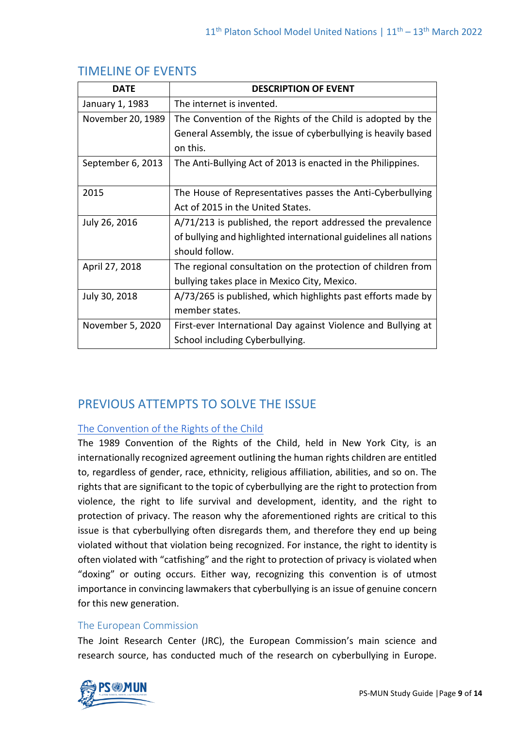## TIMELINE OF EVENTS

| DATE | DESCRIPTION OF EVENT |
|---|---|
| January 1, 1983 | The internet is invented. |
| November 20, 1989 | The Convention of the Rights of the Child is adopted by the General Assembly, the issue of cyberbullying is heavily based on this. |
| September 6, 2013 | The Anti-Bullying Act of 2013 is enacted in the Philippines. |
| 2015 | The House of Representatives passes the Anti-Cyberbullying Act of 2015 in the United States. |
| July 26, 2016 | A/71/213 is published, the report addressed the prevalence of bullying and highlighted international guidelines all nations should follow. |
| April 27, 2018 | The regional consultation on the protection of children from bullying takes place in Mexico City, Mexico. |
| July 30, 2018 | A/73/265 is published, which highlights past efforts made by member states. |
| November 5, 2020 | First-ever International Day against Violence and Bullying at School including Cyberbullying. |

## PREVIOUS ATTEMPTS TO SOLVE THE ISSUE

### The Convention of the Rights of the Child

The 1989 Convention of the Rights of the Child, held in New York City, is an internationally recognized agreement outlining the human rights children are entitled to, regardless of gender, race, ethnicity, religious affiliation, abilities, and so on. The rights that are significant to the topic of cyberbullying are the right to protection from violence, the right to life survival and development, identity, and the right to protection of privacy. The reason why the aforementioned rights are critical to this issue is that cyberbullying often disregards them, and therefore they end up being violated without that violation being recognized. For instance, the right to identity is often violated with "catfishing" and the right to protection of privacy is violated when "doxing" or outing occurs. Either way, recognizing this convention is of utmost importance in convincing lawmakers that cyberbullying is an issue of genuine concern for this new generation.

### The European Commission

The Joint Research Center (JRC), the European Commission's main science and research source, has conducted much of the research on cyberbullying in Europe.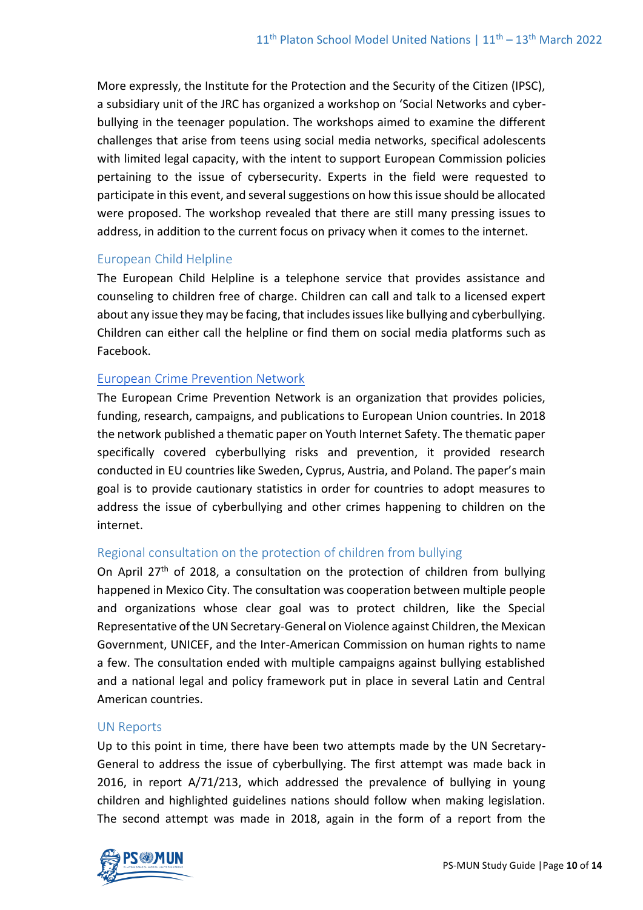More expressly, the Institute for the Protection and the Security of the Citizen (IPSC), a subsidiary unit of the JRC has organized a workshop on 'Social Networks and cyber-bullying in the teenager population. The workshops aimed to examine the different challenges that arise from teens using social media networks, specifical adolescents with limited legal capacity, with the intent to support European Commission policies pertaining to the issue of cybersecurity. Experts in the field were requested to participate in this event, and several suggestions on how this issue should be allocated were proposed. The workshop revealed that there are still many pressing issues to address, in addition to the current focus on privacy when it comes to the internet.

### European Child Helpline

The European Child Helpline is a telephone service that provides assistance and counseling to children free of charge. Children can call and talk to a licensed expert about any issue they may be facing, that includes issues like bullying and cyberbullying. Children can either call the helpline or find them on social media platforms such as Facebook.

### European Crime Prevention Network

The European Crime Prevention Network is an organization that provides policies, funding, research, campaigns, and publications to European Union countries. In 2018 the network published a thematic paper on Youth Internet Safety. The thematic paper specifically covered cyberbullying risks and prevention, it provided research conducted in EU countries like Sweden, Cyprus, Austria, and Poland. The paper's main goal is to provide cautionary statistics in order for countries to adopt measures to address the issue of cyberbullying and other crimes happening to children on the internet.

### Regional consultation on the protection of children from bullying

On April 27th of 2018, a consultation on the protection of children from bullying happened in Mexico City. The consultation was cooperation between multiple people and organizations whose clear goal was to protect children, like the Special Representative of the UN Secretary-General on Violence against Children, the Mexican Government, UNICEF, and the Inter-American Commission on human rights to name a few. The consultation ended with multiple campaigns against bullying established and a national legal and policy framework put in place in several Latin and Central American countries.

### UN Reports

Up to this point in time, there have been two attempts made by the UN Secretary-General to address the issue of cyberbullying. The first attempt was made back in 2016, in report A/71/213, which addressed the prevalence of bullying in young children and highlighted guidelines nations should follow when making legislation. The second attempt was made in 2018, again in the form of a report from the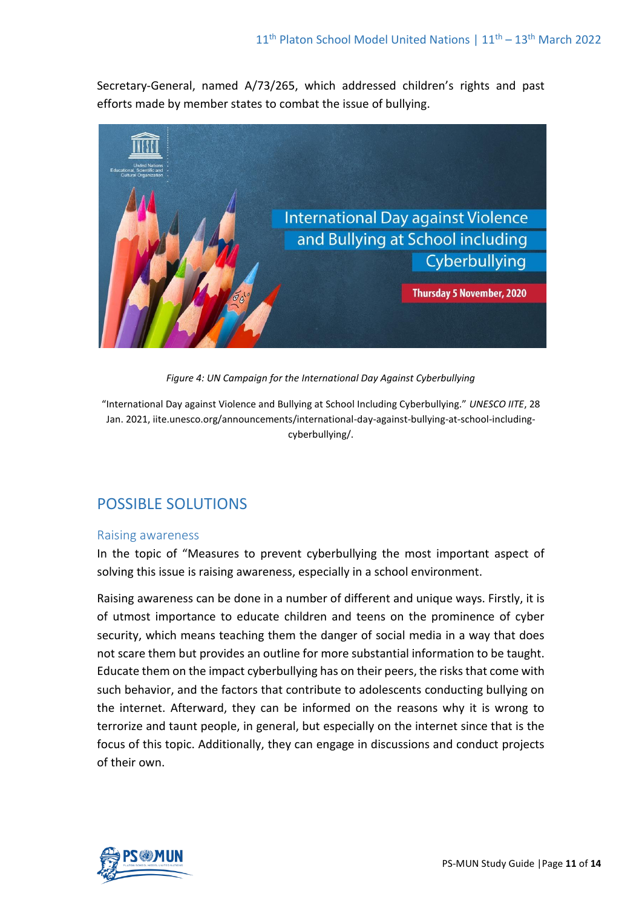Secretary-General, named A/73/265, which addressed children's rights and past efforts made by member states to combat the issue of bullying.

*Figure 4: UN Campaign for the International Day Against Cyberbullying*

"International Day against Violence and Bullying at School Including Cyberbullying." *UNESCO IITE*, 28 Jan. 2021, iite.unesco.org/announcements/international-day-against-bullying-at-school-including-cyberbullying/.

## POSSIBLE SOLUTIONS

### Raising awareness

In the topic of "Measures to prevent cyberbullying the most important aspect of solving this issue is raising awareness, especially in a school environment.

Raising awareness can be done in a number of different and unique ways. Firstly, it is of utmost importance to educate children and teens on the prominence of cyber security, which means teaching them the danger of social media in a way that does not scare them but provides an outline for more substantial information to be taught. Educate them on the impact cyberbullying has on their peers, the risks that come with such behavior, and the factors that contribute to adolescents conducting bullying on the internet. Afterward, they can be informed on the reasons why it is wrong to terrorize and taunt people, in general, but especially on the internet since that is the focus of this topic. Additionally, they can engage in discussions and conduct projects of their own.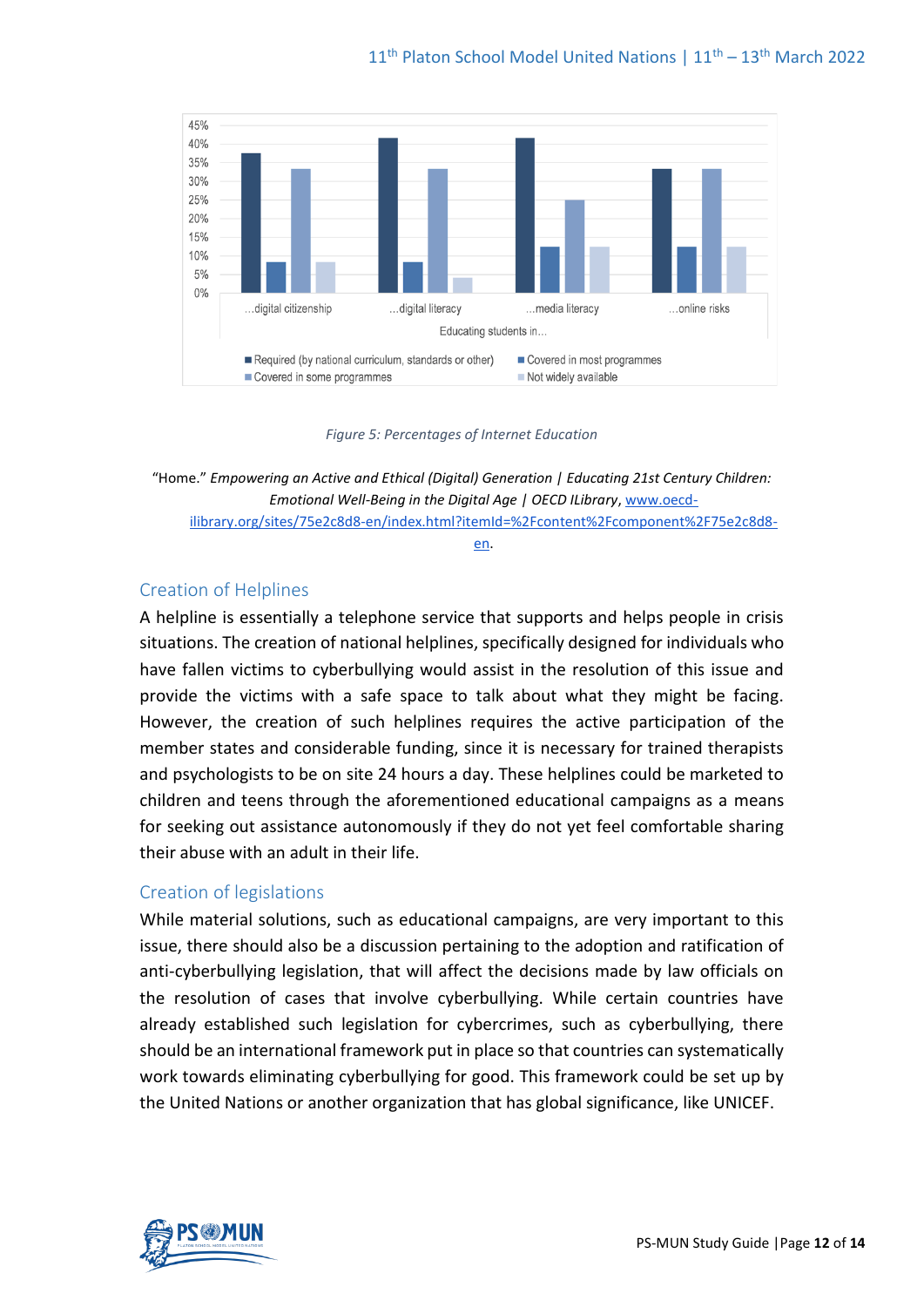Figure 5: Percentages of Internet Education

"Home." *Empowering an Active and Ethical (Digital) Generation | Educating 21st Century Children: Emotional Well-Being in the Digital Age | OECD ILibrary*, www.oecd-ilibrary.org/sites/75e2c8d8-en/index.html?itemId=%2Fcontent%2Fcomponent%2F75e2c8d8-en.

## Creation of Helplines

A helpline is essentially a telephone service that supports and helps people in crisis situations. The creation of national helplines, specifically designed for individuals who have fallen victims to cyberbullying would assist in the resolution of this issue and provide the victims with a safe space to talk about what they might be facing. However, the creation of such helplines requires the active participation of the member states and considerable funding, since it is necessary for trained therapists and psychologists to be on site 24 hours a day. These helplines could be marketed to children and teens through the aforementioned educational campaigns as a means for seeking out assistance autonomously if they do not yet feel comfortable sharing their abuse with an adult in their life.

## Creation of legislations

While material solutions, such as educational campaigns, are very important to this issue, there should also be a discussion pertaining to the adoption and ratification of anti-cyberbullying legislation, that will affect the decisions made by law officials on the resolution of cases that involve cyberbullying. While certain countries have already established such legislation for cybercrimes, such as cyberbullying, there should be an international framework put in place so that countries can systematically work towards eliminating cyberbullying for good. This framework could be set up by the United Nations or another organization that has global significance, like UNICEF.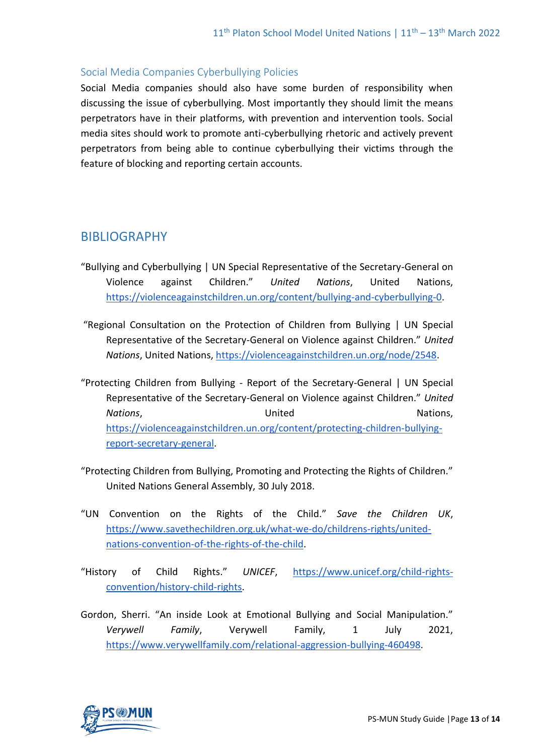### Social Media Companies Cyberbullying Policies

Social Media companies should also have some burden of responsibility when discussing the issue of cyberbullying. Most importantly they should limit the means perpetrators have in their platforms, with prevention and intervention tools. Social media sites should work to promote anti-cyberbullying rhetoric and actively prevent perpetrators from being able to continue cyberbullying their victims through the feature of blocking and reporting certain accounts.

## BIBLIOGRAPHY

"Bullying and Cyberbullying | UN Special Representative of the Secretary-General on Violence against Children." *United Nations*, United Nations, https://violenceagainstchildren.un.org/content/bullying-and-cyberbullying-0.

"Regional Consultation on the Protection of Children from Bullying | UN Special Representative of the Secretary-General on Violence against Children." *United Nations*, United Nations, https://violenceagainstchildren.un.org/node/2548.

"Protecting Children from Bullying - Report of the Secretary-General | UN Special Representative of the Secretary-General on Violence against Children." *United Nations*, United Nations, https://violenceagainstchildren.un.org/content/protecting-children-bullying-report-secretary-general.

"Protecting Children from Bullying, Promoting and Protecting the Rights of Children." United Nations General Assembly, 30 July 2018.

"UN Convention on the Rights of the Child." *Save the Children UK*, https://www.savethechildren.org.uk/what-we-do/childrens-rights/united-nations-convention-of-the-rights-of-the-child.

"History of Child Rights." *UNICEF*, https://www.unicef.org/child-rights-convention/history-child-rights.

Gordon, Sherri. "An inside Look at Emotional Bullying and Social Manipulation." *Verywell Family*, Verywell Family, 1 July 2021, https://www.verywellfamily.com/relational-aggression-bullying-460498.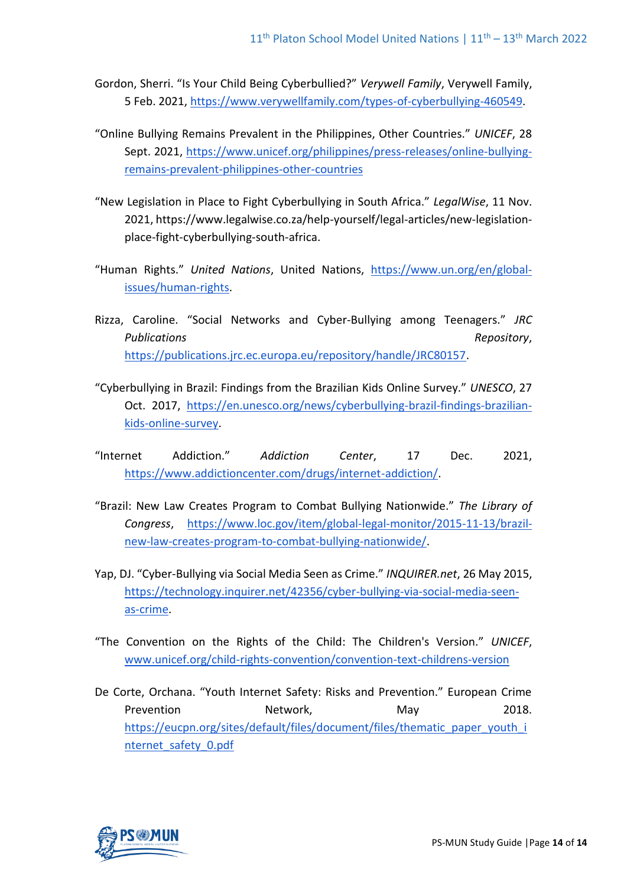Gordon, Sherri. "Is Your Child Being Cyberbullied?" *Verywell Family*, Verywell Family, 5 Feb. 2021, https://www.verywellfamily.com/types-of-cyberbullying-460549.

"Online Bullying Remains Prevalent in the Philippines, Other Countries." *UNICEF*, 28 Sept. 2021, https://www.unicef.org/philippines/press-releases/online-bullying-remains-prevalent-philippines-other-countries

"New Legislation in Place to Fight Cyberbullying in South Africa." *LegalWise*, 11 Nov. 2021, https://www.legalwise.co.za/help-yourself/legal-articles/new-legislation-place-fight-cyberbullying-south-africa.

"Human Rights." *United Nations*, United Nations, https://www.un.org/en/global-issues/human-rights.

Rizza, Caroline. "Social Networks and Cyber-Bullying among Teenagers." *JRC Publications Repository*, https://publications.jrc.ec.europa.eu/repository/handle/JRC80157.

"Cyberbullying in Brazil: Findings from the Brazilian Kids Online Survey." *UNESCO*, 27 Oct. 2017, https://en.unesco.org/news/cyberbullying-brazil-findings-brazilian-kids-online-survey.

"Internet Addiction." *Addiction Center*, 17 Dec. 2021, https://www.addictioncenter.com/drugs/internet-addiction/.

"Brazil: New Law Creates Program to Combat Bullying Nationwide." *The Library of Congress*, https://www.loc.gov/item/global-legal-monitor/2015-11-13/brazil-new-law-creates-program-to-combat-bullying-nationwide/.

Yap, DJ. "Cyber-Bullying via Social Media Seen as Crime." *INQUIRER.net*, 26 May 2015, https://technology.inquirer.net/42356/cyber-bullying-via-social-media-seen-as-crime.

"The Convention on the Rights of the Child: The Children's Version." *UNICEF*, www.unicef.org/child-rights-convention/convention-text-childrens-version

De Corte, Orchana. "Youth Internet Safety: Risks and Prevention." European Crime Prevention Network, May 2018. https://eucpn.org/sites/default/files/document/files/thematic_paper_youth_internet_safety_0.pdf